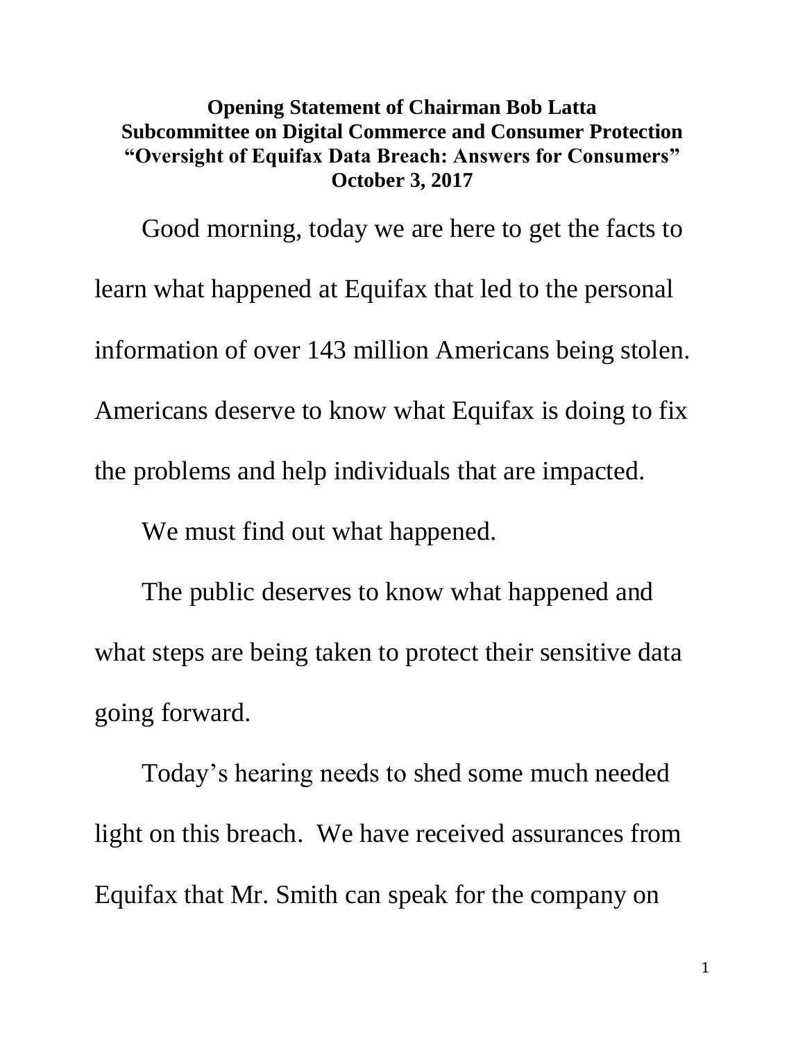**Opening Statement of Chairman Bob Latta**
**Subcommittee on Digital Commerce and Consumer Protection**
**"Oversight of Equifax Data Breach: Answers for Consumers"**
**October 3, 2017**

Good morning, today we are here to get the facts to learn what happened at Equifax that led to the personal information of over 143 million Americans being stolen. Americans deserve to know what Equifax is doing to fix the problems and help individuals that are impacted.

We must find out what happened.

The public deserves to know what happened and what steps are being taken to protect their sensitive data going forward.

Today's hearing needs to shed some much needed light on this breach. We have received assurances from Equifax that Mr. Smith can speak for the company on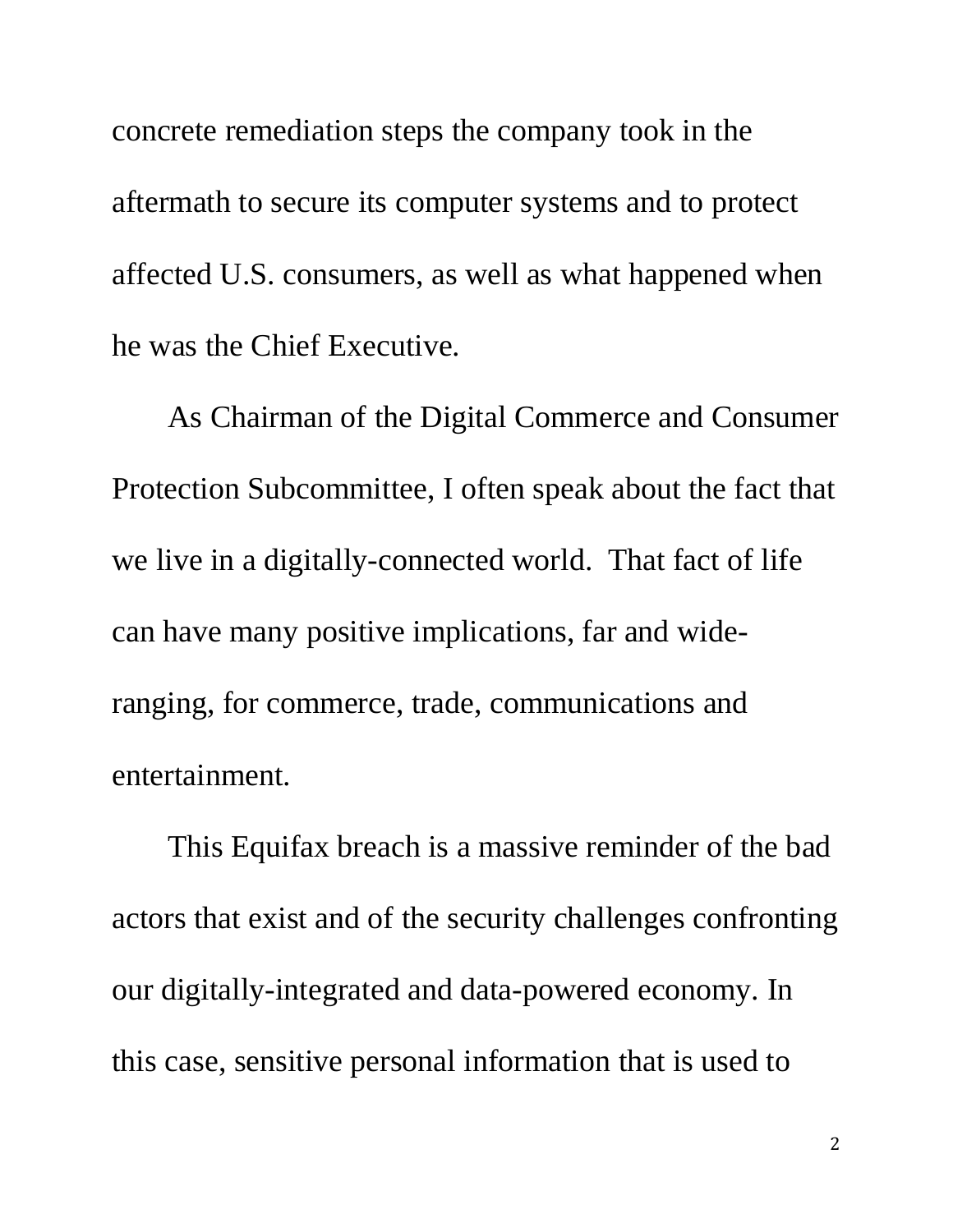concrete remediation steps the company took in the aftermath to secure its computer systems and to protect affected U.S. consumers, as well as what happened when he was the Chief Executive.

As Chairman of the Digital Commerce and Consumer Protection Subcommittee, I often speak about the fact that we live in a digitally-connected world. That fact of life can have many positive implications, far and wide-ranging, for commerce, trade, communications and entertainment.

This Equifax breach is a massive reminder of the bad actors that exist and of the security challenges confronting our digitally-integrated and data-powered economy. In this case, sensitive personal information that is used to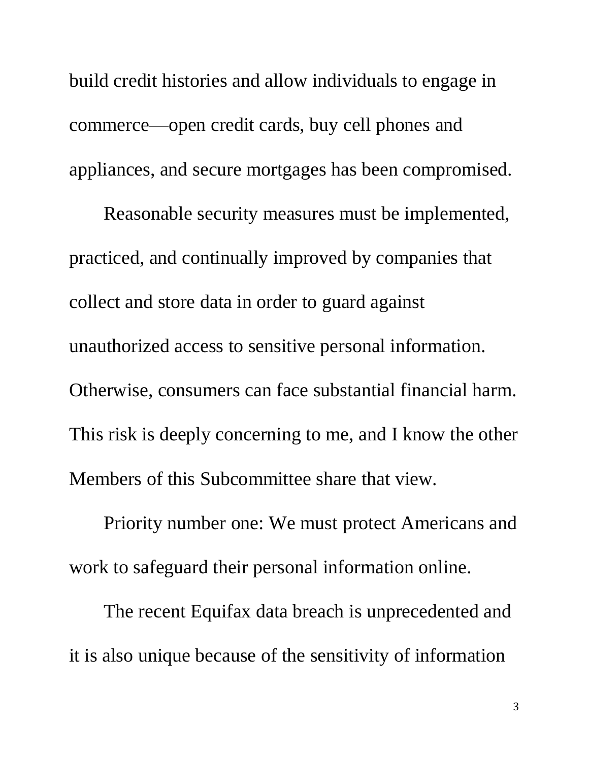build credit histories and allow individuals to engage in commerce—open credit cards, buy cell phones and appliances, and secure mortgages has been compromised.

Reasonable security measures must be implemented, practiced, and continually improved by companies that collect and store data in order to guard against unauthorized access to sensitive personal information. Otherwise, consumers can face substantial financial harm. This risk is deeply concerning to me, and I know the other Members of this Subcommittee share that view.

Priority number one: We must protect Americans and work to safeguard their personal information online.

The recent Equifax data breach is unprecedented and it is also unique because of the sensitivity of information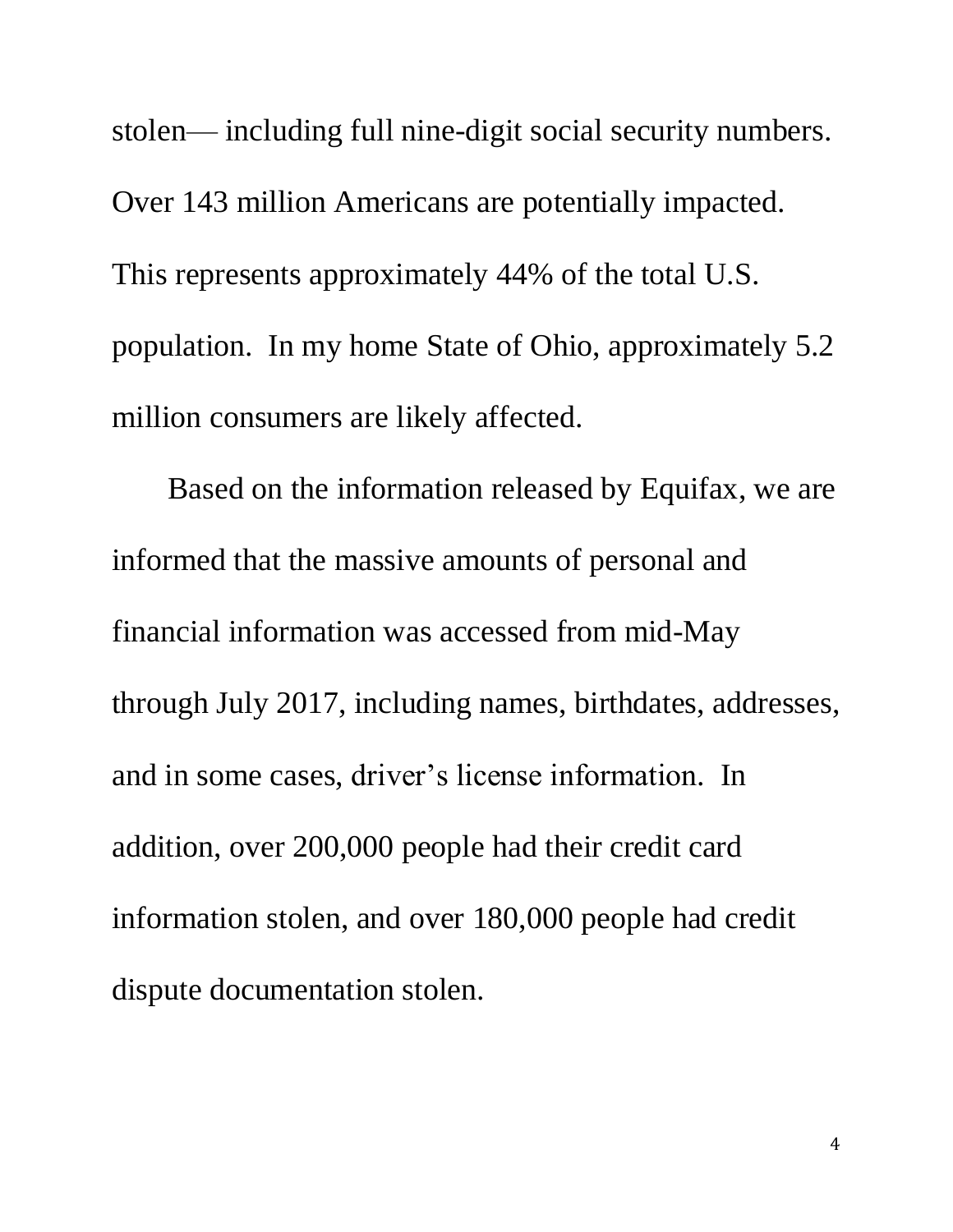stolen— including full nine-digit social security numbers. Over 143 million Americans are potentially impacted. This represents approximately 44% of the total U.S. population. In my home State of Ohio, approximately 5.2 million consumers are likely affected.

Based on the information released by Equifax, we are informed that the massive amounts of personal and financial information was accessed from mid-May through July 2017, including names, birthdates, addresses, and in some cases, driver's license information. In addition, over 200,000 people had their credit card information stolen, and over 180,000 people had credit dispute documentation stolen.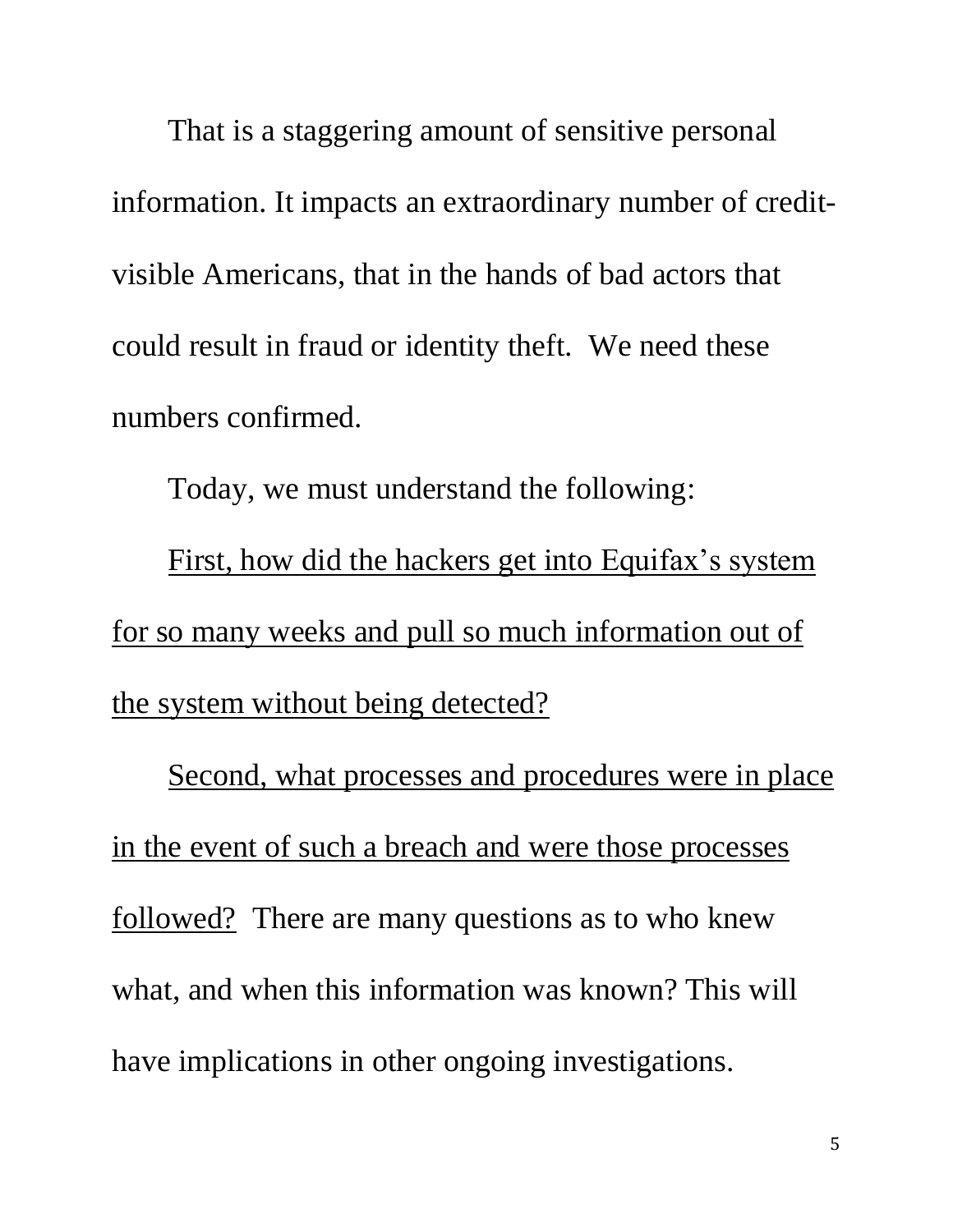That is a staggering amount of sensitive personal information. It impacts an extraordinary number of credit-visible Americans, that in the hands of bad actors that could result in fraud or identity theft. We need these numbers confirmed.

Today, we must understand the following:

<u>First, how did the hackers get into Equifax's system for so many weeks and pull so much information out of the system without being detected?</u>

<u>Second, what processes and procedures were in place in the event of such a breach and were those processes followed?</u> There are many questions as to who knew what, and when this information was known? This will have implications in other ongoing investigations.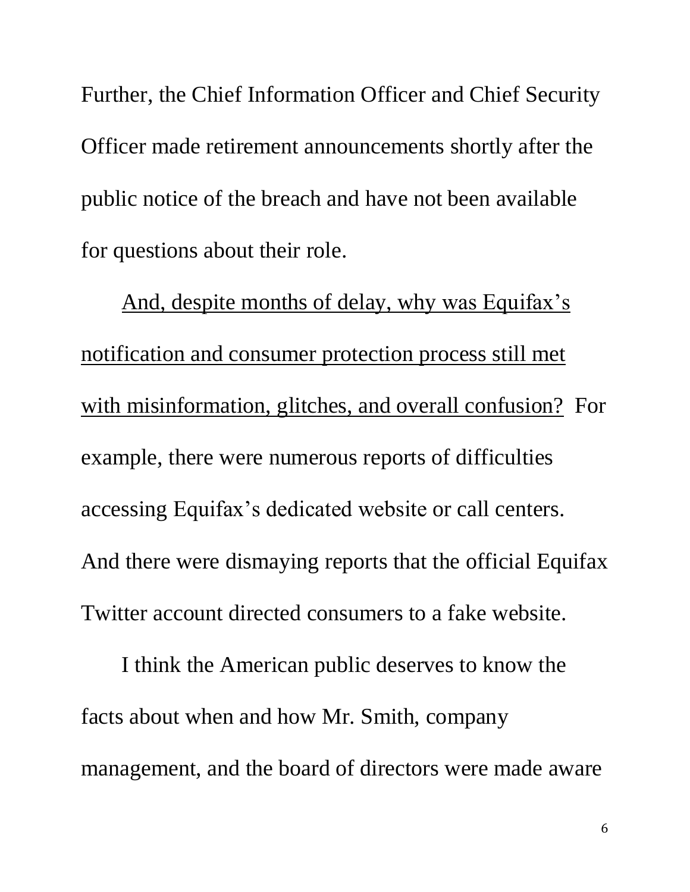Further, the Chief Information Officer and Chief Security Officer made retirement announcements shortly after the public notice of the breach and have not been available for questions about their role.

<u>And, despite months of delay, why was Equifax's notification and consumer protection process still met with misinformation, glitches, and overall confusion?</u> For example, there were numerous reports of difficulties accessing Equifax's dedicated website or call centers. And there were dismaying reports that the official Equifax Twitter account directed consumers to a fake website.

I think the American public deserves to know the facts about when and how Mr. Smith, company management, and the board of directors were made aware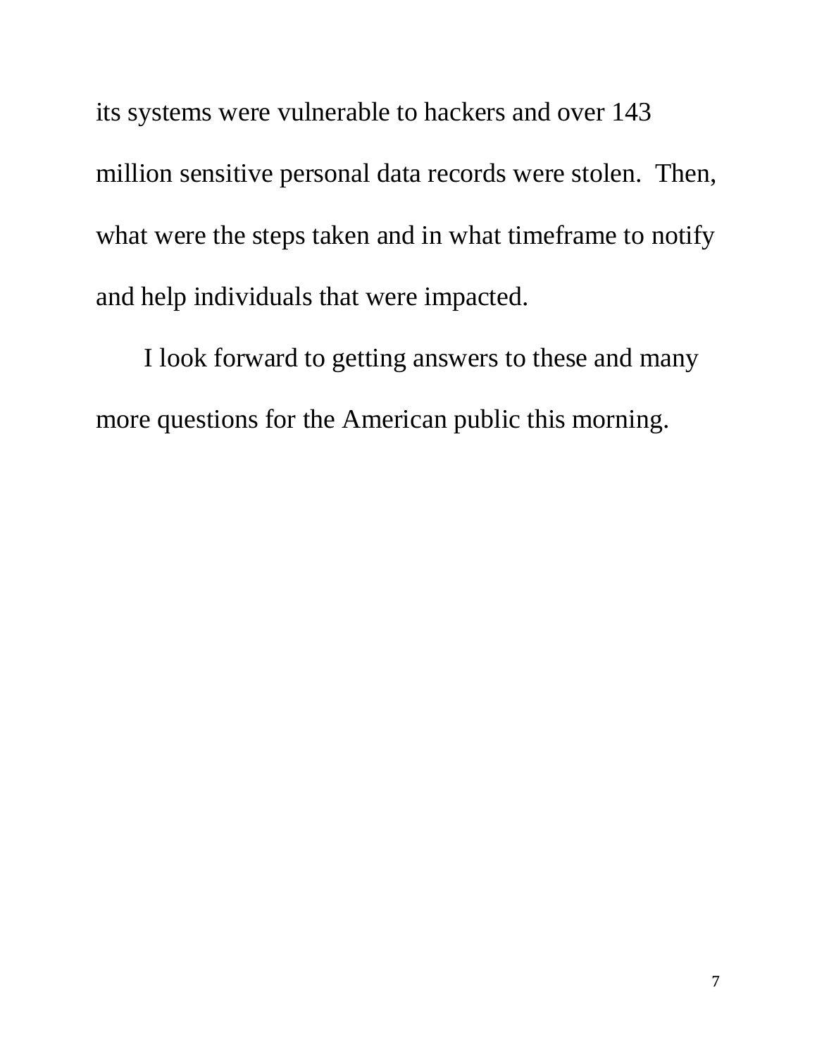its systems were vulnerable to hackers and over 143 million sensitive personal data records were stolen. Then, what were the steps taken and in what timeframe to notify and help individuals that were impacted.

I look forward to getting answers to these and many more questions for the American public this morning.